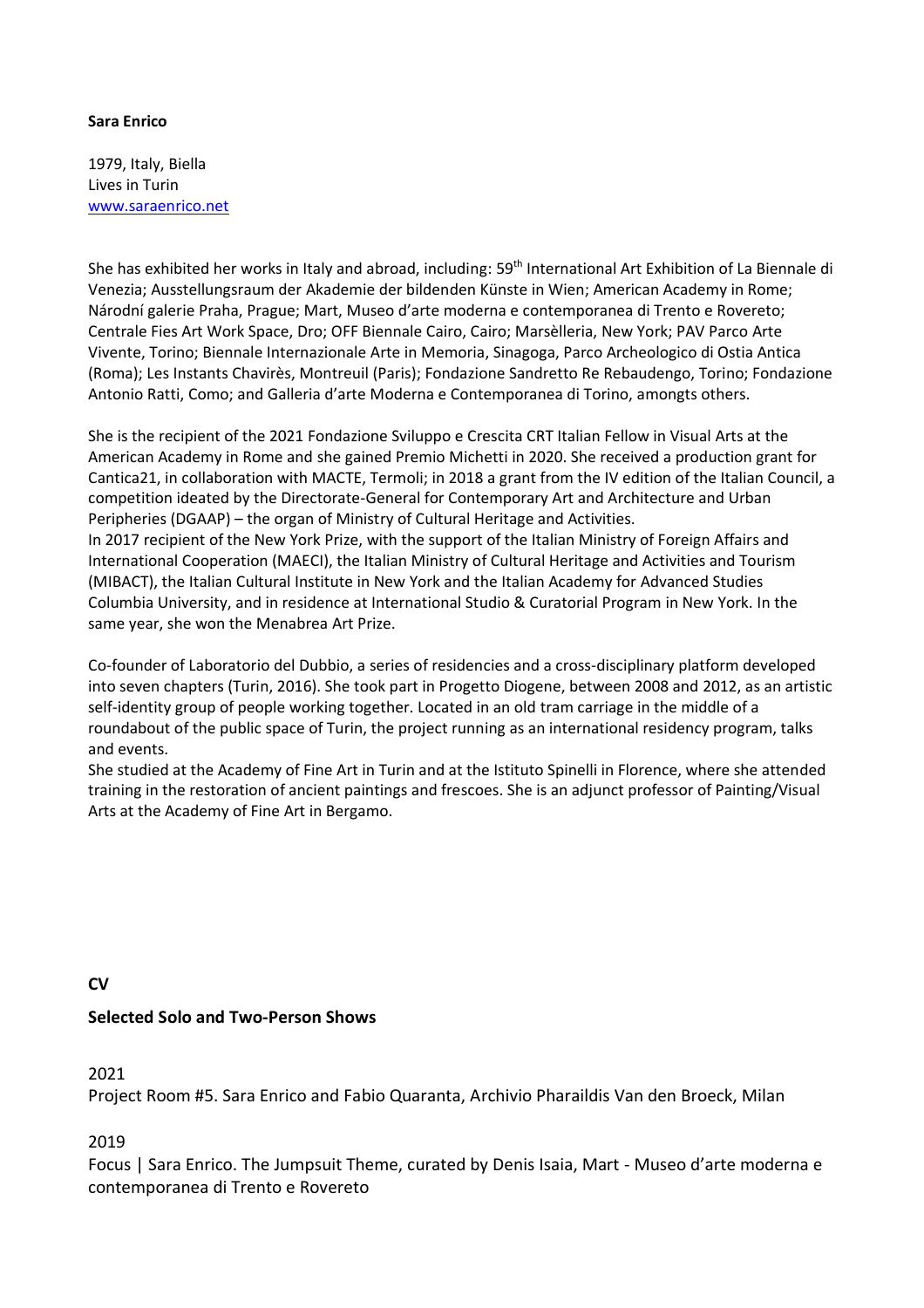**Sara Enrico**

1979, Italy, Biella
Lives in Turin
[www.saraenrico.net](http://www.saraenrico.net)

She has exhibited her works in Italy and abroad, including: 59th International Art Exhibition of La Biennale di Venezia; Ausstellungsraum der Akademie der bildenden Künste in Wien; American Academy in Rome; Národní galerie Praha, Prague; Mart, Museo d'arte moderna e contemporanea di Trento e Rovereto; Centrale Fies Art Work Space, Dro; OFF Biennale Cairo, Cairo; Marsèlleria, New York; PAV Parco Arte Vivente, Torino; Biennale Internazionale Arte in Memoria, Sinagoga, Parco Archeologico di Ostia Antica (Roma); Les Instants Chavirès, Montreuil (Paris); Fondazione Sandretto Re Rebaudengo, Torino; Fondazione Antonio Ratti, Como; and Galleria d'arte Moderna e Contemporanea di Torino, amongts others.

She is the recipient of the 2021 Fondazione Sviluppo e Crescita CRT Italian Fellow in Visual Arts at the American Academy in Rome and she gained Premio Michetti in 2020. She received a production grant for Cantica21, in collaboration with MACTE, Termoli; in 2018 a grant from the IV edition of the Italian Council, a competition ideated by the Directorate-General for Contemporary Art and Architecture and Urban Peripheries (DGAAP) – the organ of Ministry of Cultural Heritage and Activities.
In 2017 recipient of the New York Prize, with the support of the Italian Ministry of Foreign Affairs and International Cooperation (MAECI), the Italian Ministry of Cultural Heritage and Activities and Tourism (MIBACT), the Italian Cultural Institute in New York and the Italian Academy for Advanced Studies Columbia University, and in residence at International Studio & Curatorial Program in New York. In the same year, she won the Menabrea Art Prize.

Co-founder of Laboratorio del Dubbio, a series of residencies and a cross-disciplinary platform developed into seven chapters (Turin, 2016). She took part in Progetto Diogene, between 2008 and 2012, as an artistic self-identity group of people working together. Located in an old tram carriage in the middle of a roundabout of the public space of Turin, the project running as an international residency program, talks and events.
She studied at the Academy of Fine Art in Turin and at the Istituto Spinelli in Florence, where she attended training in the restoration of ancient paintings and frescoes. She is an adjunct professor of Painting/Visual Arts at the Academy of Fine Art in Bergamo.

## CV

### Selected Solo and Two-Person Shows

2021
Project Room #5. Sara Enrico and Fabio Quaranta, Archivio Pharaildis Van den Broeck, Milan

2019
Focus | Sara Enrico. The Jumpsuit Theme, curated by Denis Isaia, Mart - Museo d'arte moderna e contemporanea di Trento e Rovereto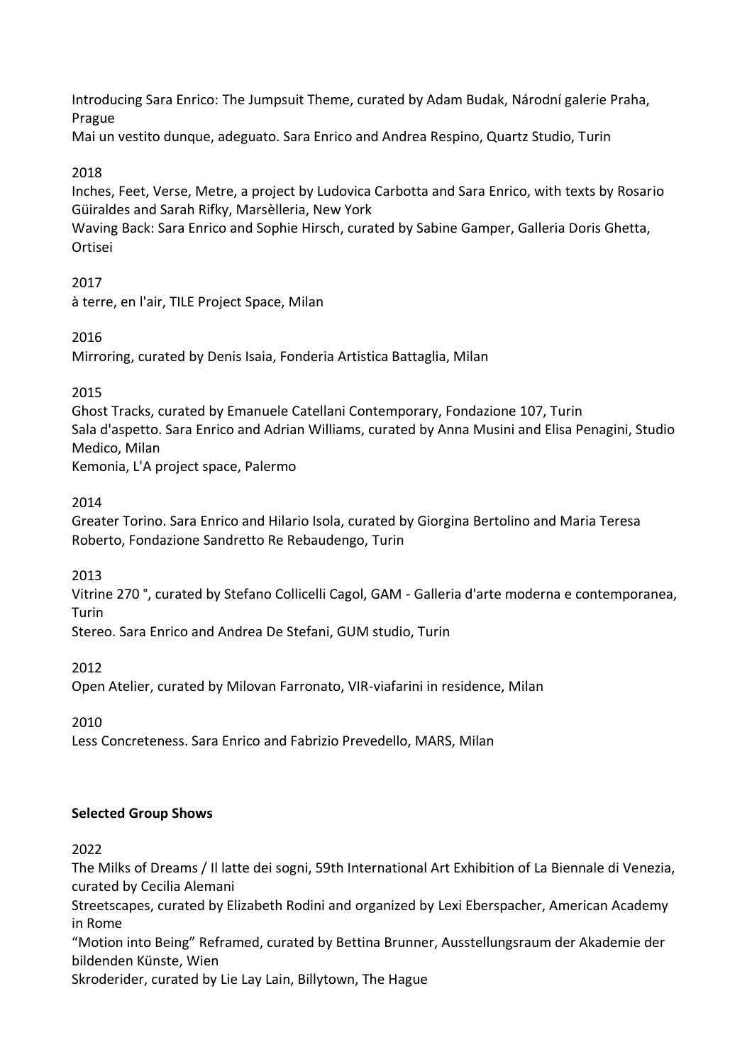Introducing Sara Enrico: The Jumpsuit Theme, curated by Adam Budak, Národní galerie Praha, Prague
Mai un vestito dunque, adeguato. Sara Enrico and Andrea Respino, Quartz Studio, Turin

2018
Inches, Feet, Verse, Metre, a project by Ludovica Carbotta and Sara Enrico, with texts by Rosario Güiraldes and Sarah Rifky, Marsèlleria, New York
Waving Back: Sara Enrico and Sophie Hirsch, curated by Sabine Gamper, Galleria Doris Ghetta, Ortisei

2017
à terre, en l'air, TILE Project Space, Milan

2016
Mirroring, curated by Denis Isaia, Fonderia Artistica Battaglia, Milan

2015
Ghost Tracks, curated by Emanuele Catellani Contemporary, Fondazione 107, Turin
Sala d'aspetto. Sara Enrico and Adrian Williams, curated by Anna Musini and Elisa Penagini, Studio Medico, Milan
Kemonia, L'A project space, Palermo

2014
Greater Torino. Sara Enrico and Hilario Isola, curated by Giorgina Bertolino and Maria Teresa Roberto, Fondazione Sandretto Re Rebaudengo, Turin

2013
Vitrine 270 °, curated by Stefano Collicelli Cagol, GAM - Galleria d'arte moderna e contemporanea, Turin
Stereo. Sara Enrico and Andrea De Stefani, GUM studio, Turin

2012
Open Atelier, curated by Milovan Farronato, VIR-viafarini in residence, Milan

2010
Less Concreteness. Sara Enrico and Fabrizio Prevedello, MARS, Milan

**Selected Group Shows**

2022
The Milks of Dreams / Il latte dei sogni, 59th International Art Exhibition of La Biennale di Venezia, curated by Cecilia Alemani
Streetscapes, curated by Elizabeth Rodini and organized by Lexi Eberspacher, American Academy in Rome
"Motion into Being" Reframed, curated by Bettina Brunner, Ausstellungsraum der Akademie der bildenden Künste, Wien
Skroderider, curated by Lie Lay Lain, Billytown, The Hague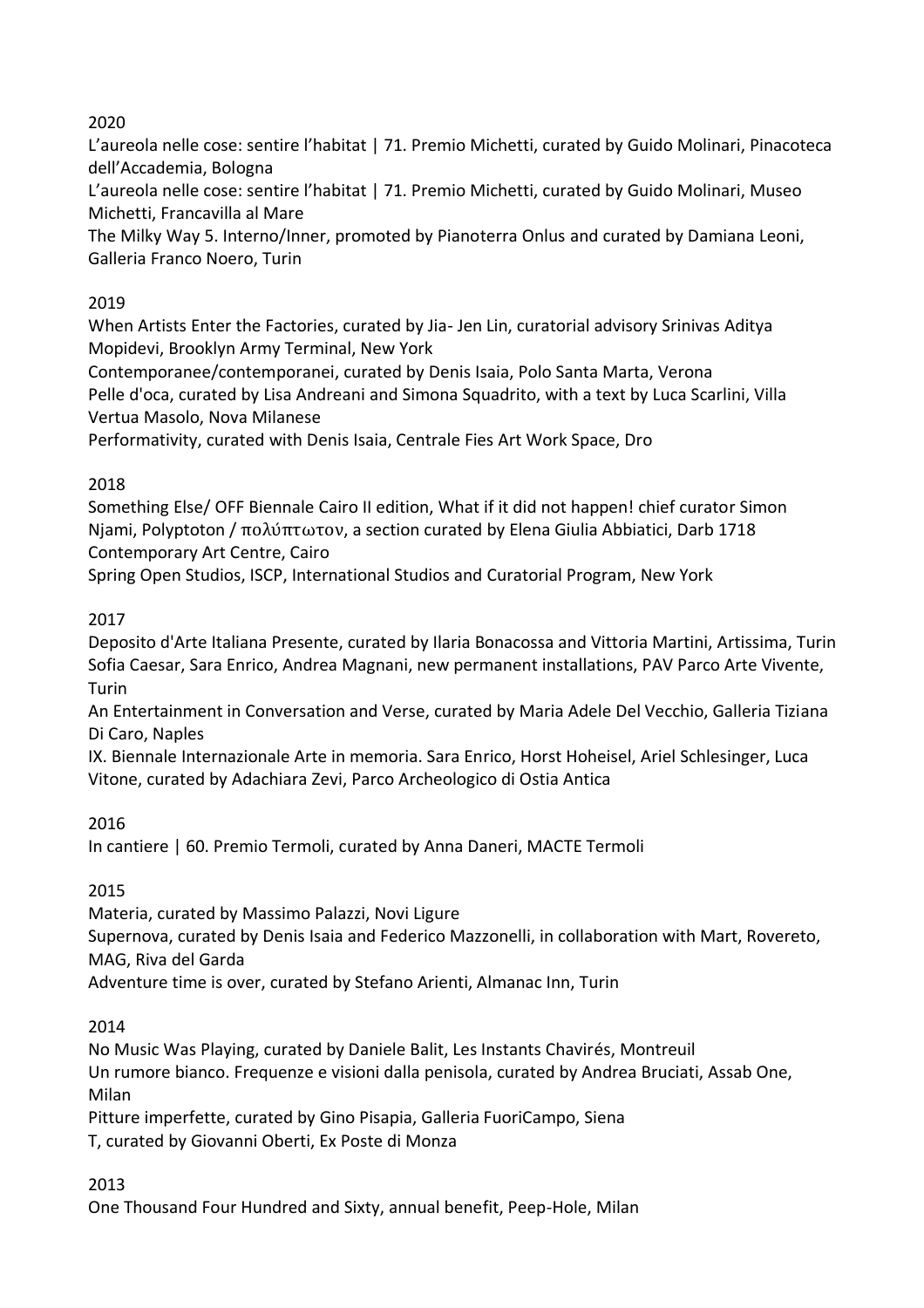2020

L'aureola nelle cose: sentire l'habitat | 71. Premio Michetti, curated by Guido Molinari, Pinacoteca dell'Accademia, Bologna

L'aureola nelle cose: sentire l'habitat | 71. Premio Michetti, curated by Guido Molinari, Museo Michetti, Francavilla al Mare

The Milky Way 5. Interno/Inner, promoted by Pianoterra Onlus and curated by Damiana Leoni, Galleria Franco Noero, Turin

2019

When Artists Enter the Factories, curated by Jia- Jen Lin, curatorial advisory Srinivas Aditya Mopidevi, Brooklyn Army Terminal, New York

Contemporanee/contemporanei, curated by Denis Isaia, Polo Santa Marta, Verona

Pelle d'oca, curated by Lisa Andreani and Simona Squadrito, with a text by Luca Scarlini, Villa Vertua Masolo, Nova Milanese

Performativity, curated with Denis Isaia, Centrale Fies Art Work Space, Dro

2018

Something Else/ OFF Biennale Cairo II edition, What if it did not happen! chief curator Simon Njami, Polyptoton / πολύπτωτον, a section curated by Elena Giulia Abbiatici, Darb 1718 Contemporary Art Centre, Cairo

Spring Open Studios, ISCP, International Studios and Curatorial Program, New York

2017

Deposito d'Arte Italiana Presente, curated by Ilaria Bonacossa and Vittoria Martini, Artissima, Turin

Sofia Caesar, Sara Enrico, Andrea Magnani, new permanent installations, PAV Parco Arte Vivente, Turin

An Entertainment in Conversation and Verse, curated by Maria Adele Del Vecchio, Galleria Tiziana Di Caro, Naples

IX. Biennale Internazionale Arte in memoria. Sara Enrico, Horst Hoheisel, Ariel Schlesinger, Luca Vitone, curated by Adachiara Zevi, Parco Archeologico di Ostia Antica

2016

In cantiere | 60. Premio Termoli, curated by Anna Daneri, MACTE Termoli

2015

Materia, curated by Massimo Palazzi, Novi Ligure

Supernova, curated by Denis Isaia and Federico Mazzonelli, in collaboration with Mart, Rovereto, MAG, Riva del Garda

Adventure time is over, curated by Stefano Arienti, Almanac Inn, Turin

2014

No Music Was Playing, curated by Daniele Balit, Les Instants Chavirés, Montreuil

Un rumore bianco. Frequenze e visioni dalla penisola, curated by Andrea Bruciati, Assab One, Milan

Pitture imperfette, curated by Gino Pisapia, Galleria FuoriCampo, Siena

T, curated by Giovanni Oberti, Ex Poste di Monza

2013

One Thousand Four Hundred and Sixty, annual benefit, Peep-Hole, Milan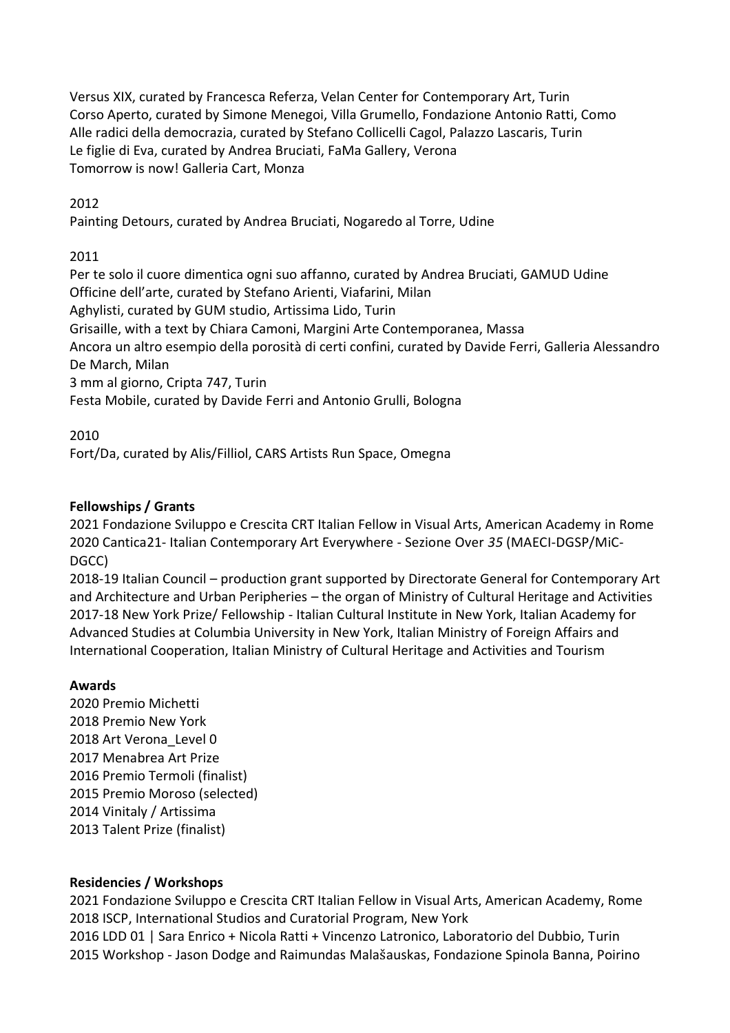Versus XIX, curated by Francesca Referza, Velan Center for Contemporary Art, Turin
Corso Aperto, curated by Simone Menegoi, Villa Grumello, Fondazione Antonio Ratti, Como
Alle radici della democrazia, curated by Stefano Collicelli Cagol, Palazzo Lascaris, Turin
Le figlie di Eva, curated by Andrea Bruciati, FaMa Gallery, Verona
Tomorrow is now! Galleria Cart, Monza

2012
Painting Detours, curated by Andrea Bruciati, Nogaredo al Torre, Udine

2011
Per te solo il cuore dimentica ogni suo affanno, curated by Andrea Bruciati, GAMUD Udine
Officine dell'arte, curated by Stefano Arienti, Viafarini, Milan
Aghylisti, curated by GUM studio, Artissima Lido, Turin
Grisaille, with a text by Chiara Camoni, Margini Arte Contemporanea, Massa
Ancora un altro esempio della porosità di certi confini, curated by Davide Ferri, Galleria Alessandro De March, Milan
3 mm al giorno, Cripta 747, Turin
Festa Mobile, curated by Davide Ferri and Antonio Grulli, Bologna

2010
Fort/Da, curated by Alis/Filliol, CARS Artists Run Space, Omegna

**Fellowships / Grants**

2021 Fondazione Sviluppo e Crescita CRT Italian Fellow in Visual Arts, American Academy in Rome
2020 Cantica21- Italian Contemporary Art Everywhere - Sezione Over *35* (MAECI-DGSP/MiC-DGCC)
2018-19 Italian Council – production grant supported by Directorate General for Contemporary Art and Architecture and Urban Peripheries – the organ of Ministry of Cultural Heritage and Activities
2017-18 New York Prize/ Fellowship - Italian Cultural Institute in New York, Italian Academy for Advanced Studies at Columbia University in New York, Italian Ministry of Foreign Affairs and International Cooperation, Italian Ministry of Cultural Heritage and Activities and Tourism

**Awards**

2020 Premio Michetti
2018 Premio New York
2018 Art Verona_Level 0
2017 Menabrea Art Prize
2016 Premio Termoli (finalist)
2015 Premio Moroso (selected)
2014 Vinitaly / Artissima
2013 Talent Prize (finalist)

**Residencies / Workshops**

2021 Fondazione Sviluppo e Crescita CRT Italian Fellow in Visual Arts, American Academy, Rome
2018 ISCP, International Studios and Curatorial Program, New York
2016 LDD 01 | Sara Enrico + Nicola Ratti + Vincenzo Latronico, Laboratorio del Dubbio, Turin
2015 Workshop - Jason Dodge and Raimundas Malašauskas, Fondazione Spinola Banna, Poirino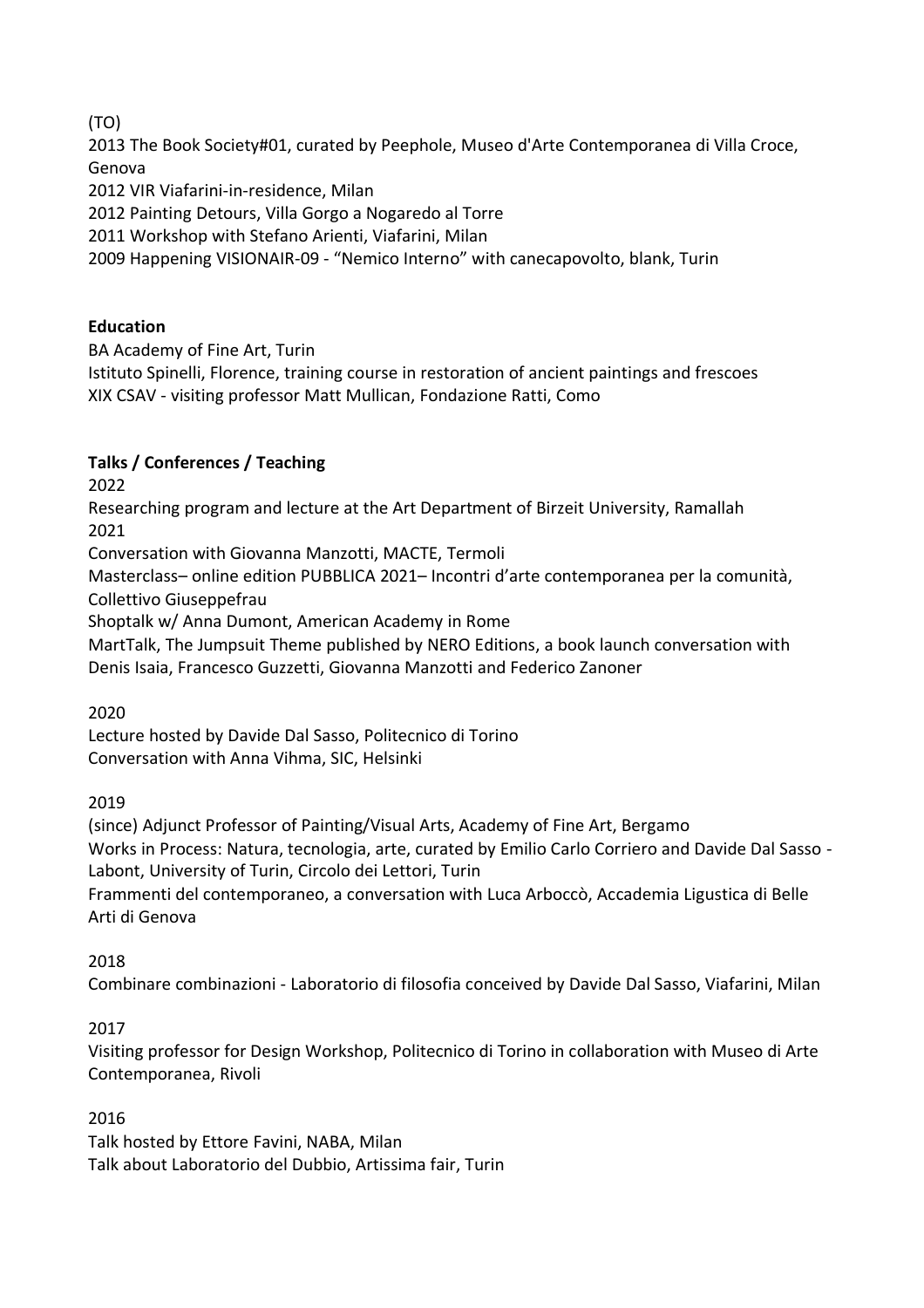(TO)

2013 The Book Society#01, curated by Peephole, Museo d'Arte Contemporanea di Villa Croce, Genova

2012 VIR Viafarini-in-residence, Milan

2012 Painting Detours, Villa Gorgo a Nogaredo al Torre

2011 Workshop with Stefano Arienti, Viafarini, Milan

2009 Happening VISIONAIR-09 - "Nemico Interno" with canecapovolto, blank, Turin

**Education**

BA Academy of Fine Art, Turin

Istituto Spinelli, Florence, training course in restoration of ancient paintings and frescoes

XIX CSAV - visiting professor Matt Mullican, Fondazione Ratti, Como

**Talks / Conferences / Teaching**

2022

Researching program and lecture at the Art Department of Birzeit University, Ramallah

2021

Conversation with Giovanna Manzotti, MACTE, Termoli

Masterclass– online edition PUBBLICA 2021– Incontri d'arte contemporanea per la comunità, Collettivo Giuseppefrau

Shoptalk w/ Anna Dumont, American Academy in Rome

MartTalk, The Jumpsuit Theme published by NERO Editions, a book launch conversation with Denis Isaia, Francesco Guzzetti, Giovanna Manzotti and Federico Zanoner

2020

Lecture hosted by Davide Dal Sasso, Politecnico di Torino

Conversation with Anna Vihma, SIC, Helsinki

2019

(since) Adjunct Professor of Painting/Visual Arts, Academy of Fine Art, Bergamo

Works in Process: Natura, tecnologia, arte, curated by Emilio Carlo Corriero and Davide Dal Sasso - Labont, University of Turin, Circolo dei Lettori, Turin

Frammenti del contemporaneo, a conversation with Luca Arboccò, Accademia Ligustica di Belle Arti di Genova

2018

Combinare combinazioni - Laboratorio di filosofia conceived by Davide Dal Sasso, Viafarini, Milan

2017

Visiting professor for Design Workshop, Politecnico di Torino in collaboration with Museo di Arte Contemporanea, Rivoli

2016

Talk hosted by Ettore Favini, NABA, Milan

Talk about Laboratorio del Dubbio, Artissima fair, Turin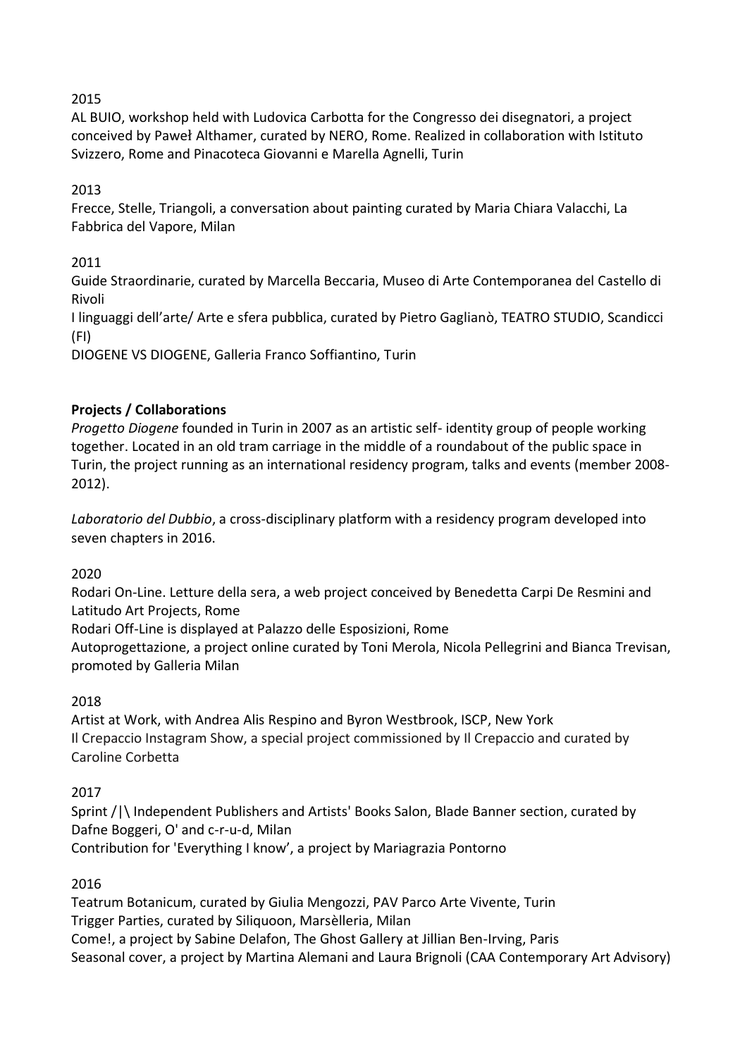2015

AL BUIO, workshop held with Ludovica Carbotta for the Congresso dei disegnatori, a project conceived by Paweł Althamer, curated by NERO, Rome. Realized in collaboration with Istituto Svizzero, Rome and Pinacoteca Giovanni e Marella Agnelli, Turin

2013

Frecce, Stelle, Triangoli, a conversation about painting curated by Maria Chiara Valacchi, La Fabbrica del Vapore, Milan

2011

Guide Straordinarie, curated by Marcella Beccaria, Museo di Arte Contemporanea del Castello di Rivoli

I linguaggi dell'arte/ Arte e sfera pubblica, curated by Pietro Gaglianò, TEATRO STUDIO, Scandicci (FI)

DIOGENE VS DIOGENE, Galleria Franco Soffiantino, Turin

**Projects / Collaborations**

*Progetto Diogene* founded in Turin in 2007 as an artistic self- identity group of people working together. Located in an old tram carriage in the middle of a roundabout of the public space in Turin, the project running as an international residency program, talks and events (member 2008-2012).

*Laboratorio del Dubbio*, a cross-disciplinary platform with a residency program developed into seven chapters in 2016.

2020

Rodari On-Line. Letture della sera, a web project conceived by Benedetta Carpi De Resmini and Latitudo Art Projects, Rome

Rodari Off-Line is displayed at Palazzo delle Esposizioni, Rome

Autoprogettazione, a project online curated by Toni Merola, Nicola Pellegrini and Bianca Trevisan, promoted by Galleria Milan

2018

Artist at Work, with Andrea Alis Respino and Byron Westbrook, ISCP, New York

Il Crepaccio Instagram Show, a special project commissioned by Il Crepaccio and curated by Caroline Corbetta

2017

Sprint /|\ Independent Publishers and Artists' Books Salon, Blade Banner section, curated by Dafne Boggeri, O' and c-r-u-d, Milan

Contribution for 'Everything I know', a project by Mariagrazia Pontorno

2016

Teatrum Botanicum, curated by Giulia Mengozzi, PAV Parco Arte Vivente, Turin

Trigger Parties, curated by Siliquoon, Marsèlleria, Milan

Come!, a project by Sabine Delafon, The Ghost Gallery at Jillian Ben-Irving, Paris

Seasonal cover, a project by Martina Alemani and Laura Brignoli (CAA Contemporary Art Advisory)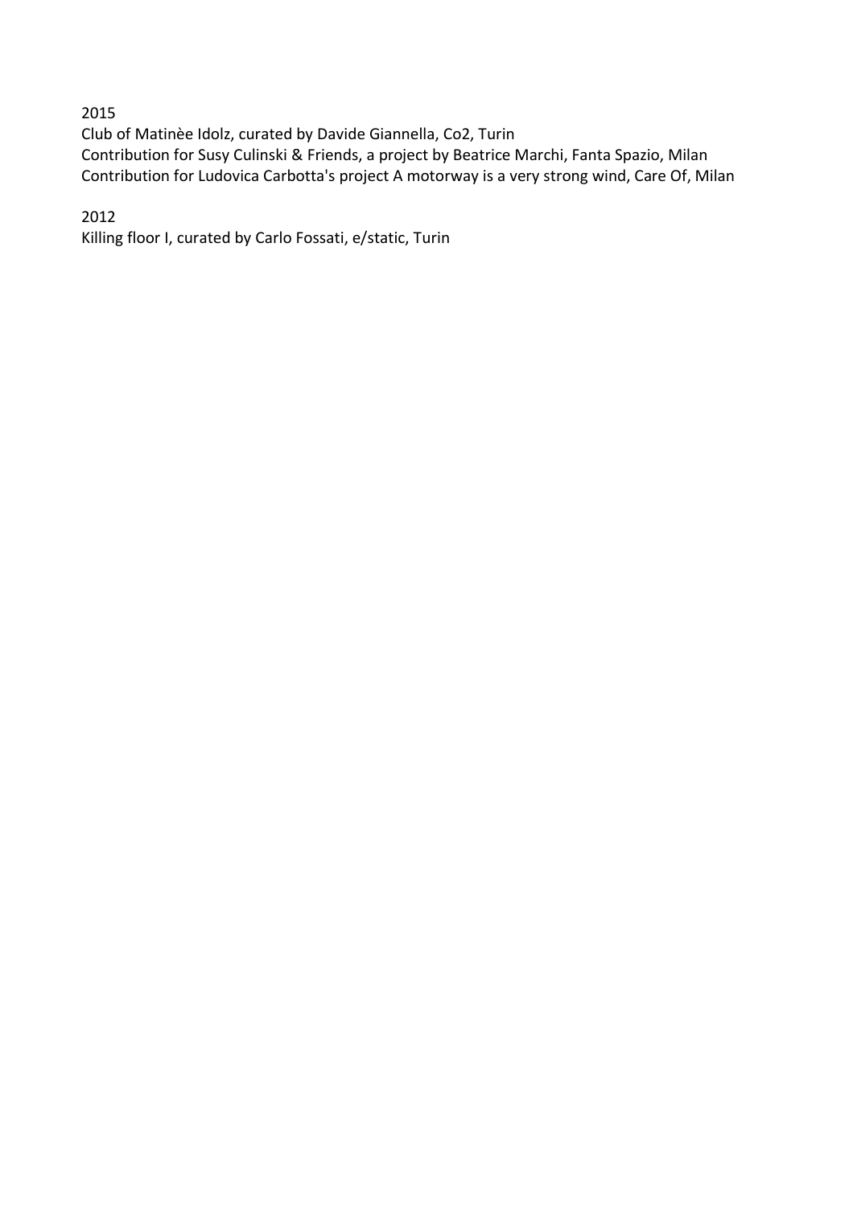2015

Club of Matinèe Idolz, curated by Davide Giannella, Co2, Turin
Contribution for Susy Culinski & Friends, a project by Beatrice Marchi, Fanta Spazio, Milan
Contribution for Ludovica Carbotta's project A motorway is a very strong wind, Care Of, Milan

2012

Killing floor I, curated by Carlo Fossati, e/static, Turin